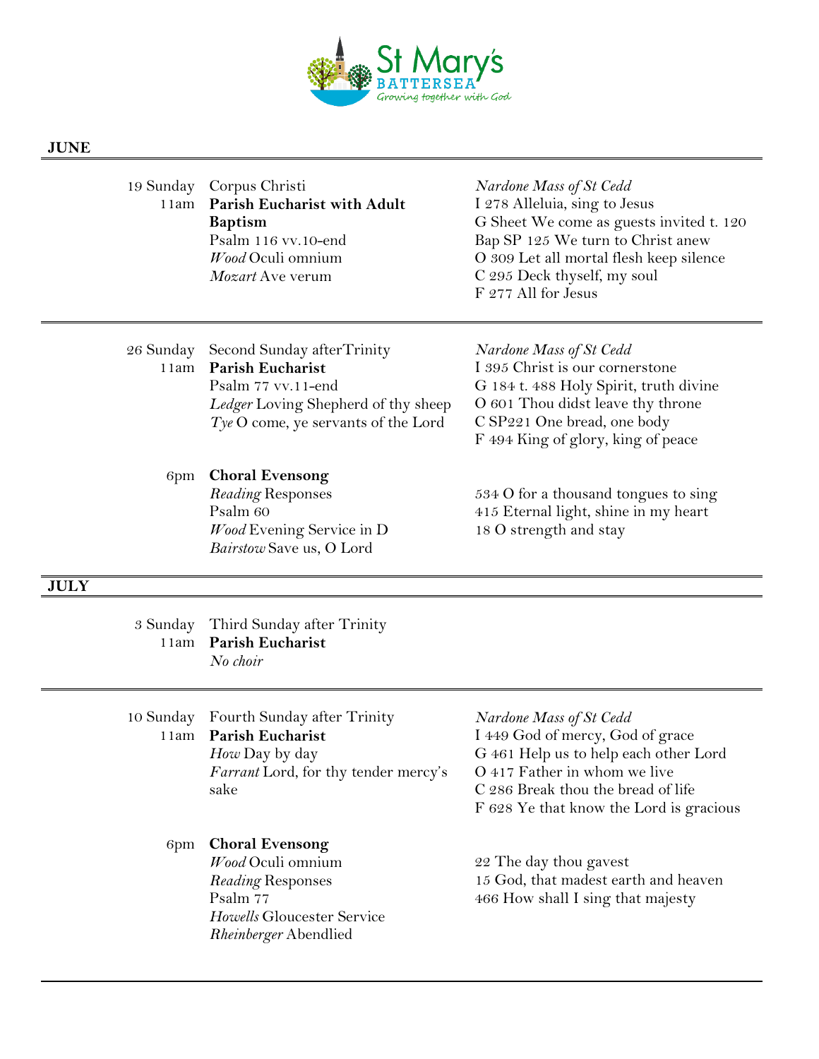St Mary's BATTERSEA
Growing together with God

## JUNE

| | | |
|---|---|---|
| 19 Sunday<br>11am | Corpus Christi<br>**Parish Eucharist with Adult Baptism**<br>Psalm 116 vv.10-end<br>*Wood* Oculi omnium<br>*Mozart* Ave verum | *Nardone Mass of St Cedd*<br>I 278 Alleluia, sing to Jesus<br>G Sheet We come as guests invited t. 120<br>Bap SP 125 We turn to Christ anew<br>O 309 Let all mortal flesh keep silence<br>C 295 Deck thyself, my soul<br>F 277 All for Jesus |
| 26 Sunday<br>11am | Second Sunday afterTrinity<br>**Parish Eucharist**<br>Psalm 77 vv.11-end<br>*Ledger* Loving Shepherd of thy sheep<br>*Tye* O come, ye servants of the Lord | *Nardone Mass of St Cedd*<br>I 395 Christ is our cornerstone<br>G 184 t. 488 Holy Spirit, truth divine<br>O 601 Thou didst leave thy throne<br>C SP221 One bread, one body<br>F 494 King of glory, king of peace |
| 6pm | **Choral Evensong**<br>*Reading* Responses<br>Psalm 60<br>*Wood* Evening Service in D<br>*Bairstow* Save us, O Lord | 534 O for a thousand tongues to sing<br>415 Eternal light, shine in my heart<br>18 O strength and stay |

## JULY

| | | |
|---|---|---|
| 3 Sunday<br>11am | Third Sunday after Trinity<br>**Parish Eucharist**<br>*No choir* | |
| 10 Sunday<br>11am | Fourth Sunday after Trinity<br>**Parish Eucharist**<br>*How* Day by day<br>*Farrant* Lord, for thy tender mercy's sake | *Nardone Mass of St Cedd*<br>I 449 God of mercy, God of grace<br>G 461 Help us to help each other Lord<br>O 417 Father in whom we live<br>C 286 Break thou the bread of life<br>F 628 Ye that know the Lord is gracious |
| 6pm | **Choral Evensong**<br>*Wood* Oculi omnium<br>*Reading* Responses<br>Psalm 77<br>*Howells* Gloucester Service<br>*Rheinberger* Abendlied | 22 The day thou gavest<br>15 God, that madest earth and heaven<br>466 How shall I sing that majesty |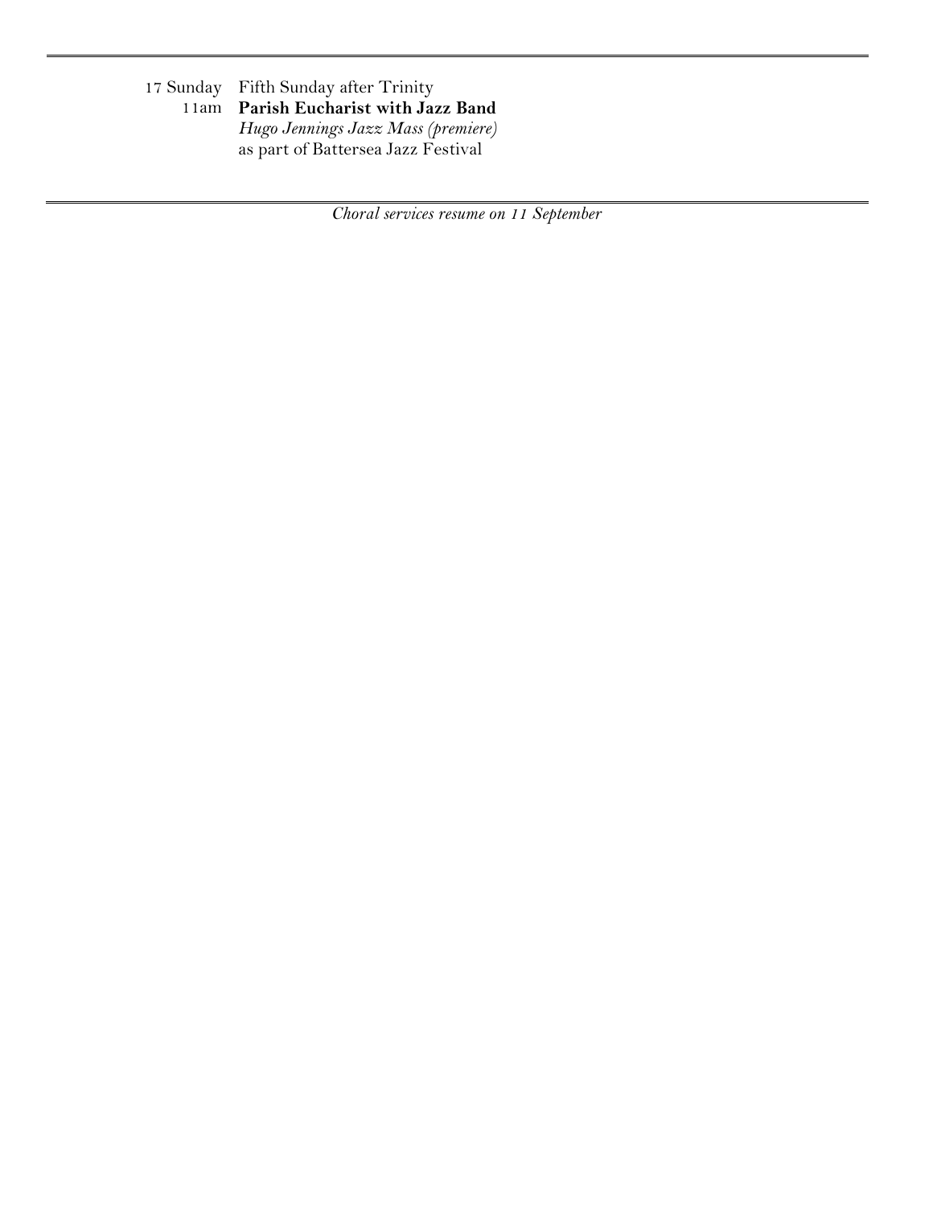| | |
|---|---|
| 17 Sunday | Fifth Sunday after Trinity |
| 11am | **Parish Eucharist with Jazz Band** |
| | *Hugo Jennings Jazz Mass (premiere)* |
| | as part of Battersea Jazz Festival |

*Choral services resume on 11 September*